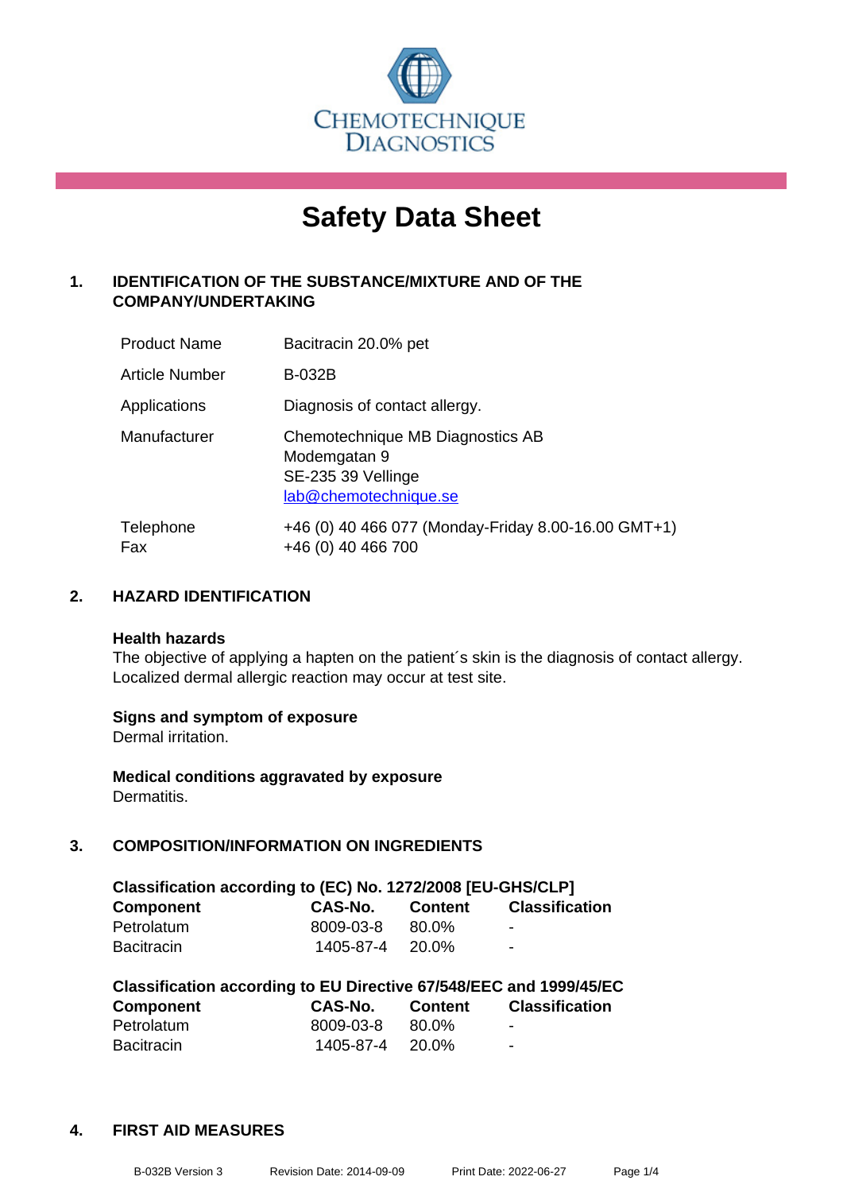CHEMOTECHNIQUE DIAGNOSTICS

# Safety Data Sheet

## 1. IDENTIFICATION OF THE SUBSTANCE/MIXTURE AND OF THE COMPANY/UNDERTAKING

| | |
|---|---|
| Product Name | Bacitracin 20.0% pet |
| Article Number | B-032B |
| Applications | Diagnosis of contact allergy. |
| Manufacturer | Chemotechnique MB Diagnostics AB<br>Modemgatan 9<br>SE-235 39 Vellinge<br>lab@chemotechnique.se |
| Telephone<br>Fax | +46 (0) 40 466 077 (Monday-Friday 8.00-16.00 GMT+1)<br>+46 (0) 40 466 700 |

## 2. HAZARD IDENTIFICATION

**Health hazards**
The objective of applying a hapten on the patient´s skin is the diagnosis of contact allergy. Localized dermal allergic reaction may occur at test site.

**Signs and symptom of exposure**
Dermal irritation.

**Medical conditions aggravated by exposure**
Dermatitis.

## 3. COMPOSITION/INFORMATION ON INGREDIENTS

**Classification according to (EC) No. 1272/2008 [EU-GHS/CLP]**

| Component | CAS-No. | Content | Classification |
|---|---|---|---|
| Petrolatum | 8009-03-8 | 80.0% | - |
| Bacitracin | 1405-87-4 | 20.0% | - |

**Classification according to EU Directive 67/548/EEC and 1999/45/EC**

| Component | CAS-No. | Content | Classification |
|---|---|---|---|
| Petrolatum | 8009-03-8 | 80.0% | - |
| Bacitracin | 1405-87-4 | 20.0% | - |

## 4. FIRST AID MEASURES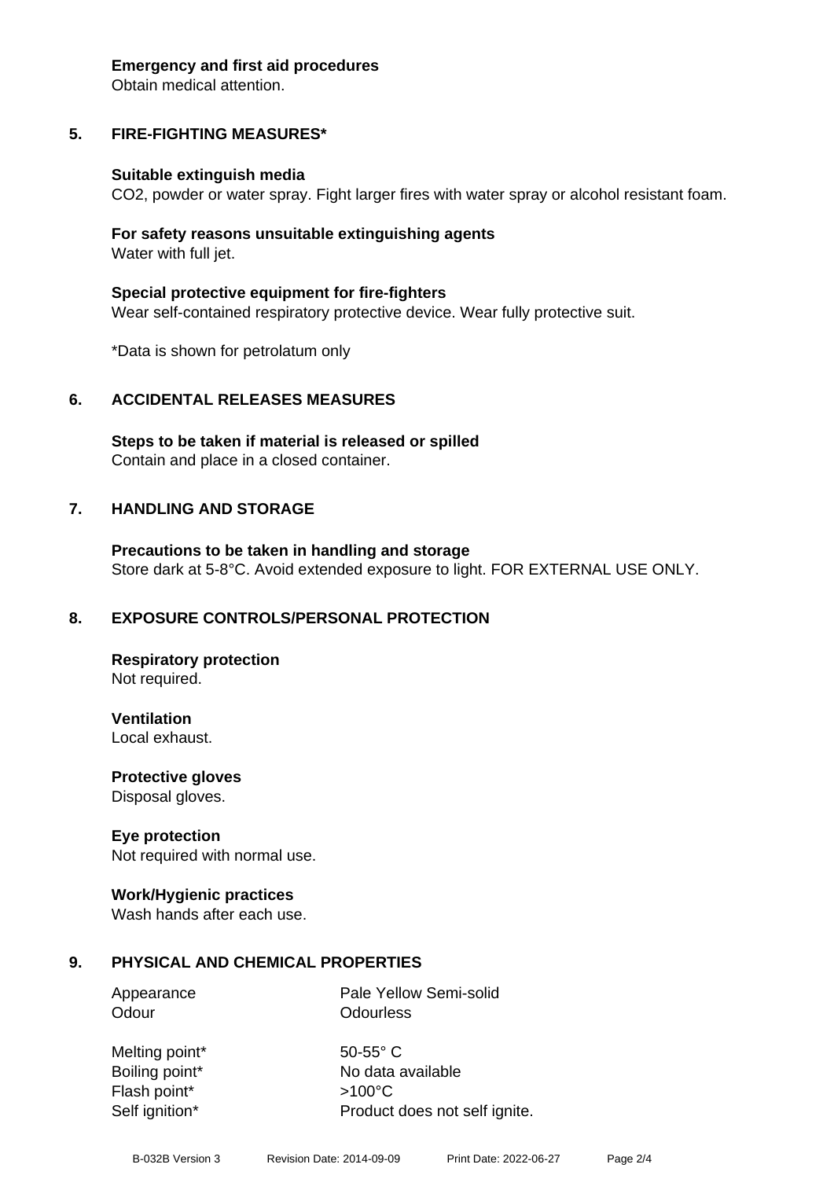**Emergency and first aid procedures**
Obtain medical attention.

## 5. FIRE-FIGHTING MEASURES*

**Suitable extinguish media**
$CO_2$, powder or water spray. Fight larger fires with water spray or alcohol resistant foam.

**For safety reasons unsuitable extinguishing agents**
Water with full jet.

**Special protective equipment for fire-fighters**
Wear self-contained respiratory protective device. Wear fully protective suit.

*Data is shown for petrolatum only

## 6. ACCIDENTAL RELEASES MEASURES

**Steps to be taken if material is released or spilled**
Contain and place in a closed container.

## 7. HANDLING AND STORAGE

**Precautions to be taken in handling and storage**
Store dark at 5-8°C. Avoid extended exposure to light. FOR EXTERNAL USE ONLY.

## 8. EXPOSURE CONTROLS/PERSONAL PROTECTION

**Respiratory protection**
Not required.

**Ventilation**
Local exhaust.

**Protective gloves**
Disposal gloves.

**Eye protection**
Not required with normal use.

**Work/Hygienic practices**
Wash hands after each use.

## 9. PHYSICAL AND CHEMICAL PROPERTIES

| | |
|---|---|
| Appearance | Pale Yellow Semi-solid |
| Odour | Odourless |
| Melting point* | 50-55° C |
| Boiling point* | No data available |
| Flash point* | >100°C |
| Self ignition* | Product does not self ignite. |

B-032B Version 3 Revision Date: 2014-09-09 Print Date: 2022-06-27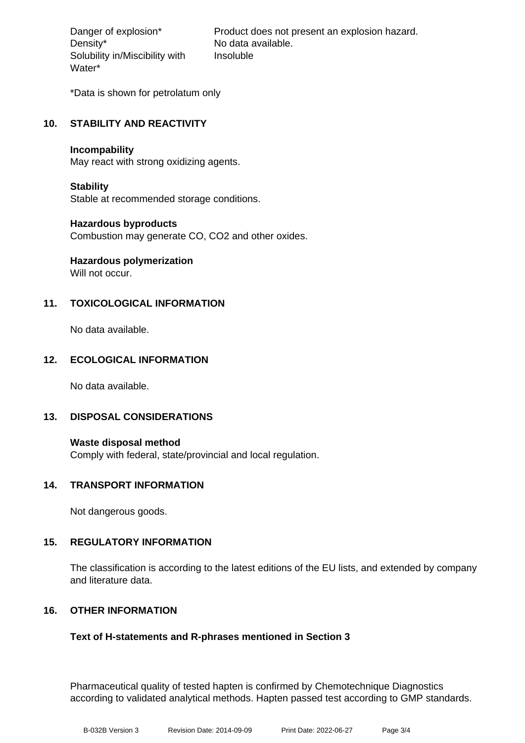| | |
|---|---|
| Danger of explosion* | Product does not present an explosion hazard. |
| Density* | No data available. |
| Solubility in/Miscibility with Water* | Insoluble |

*Data is shown for petrolatum only

## 10. STABILITY AND REACTIVITY

**Incompability**
May react with strong oxidizing agents.

**Stability**
Stable at recommended storage conditions.

**Hazardous byproducts**
Combustion may generate CO, $CO_2$ and other oxides.

**Hazardous polymerization**
Will not occur.

## 11. TOXICOLOGICAL INFORMATION

No data available.

## 12. ECOLOGICAL INFORMATION

No data available.

## 13. DISPOSAL CONSIDERATIONS

**Waste disposal method**
Comply with federal, state/provincial and local regulation.

## 14. TRANSPORT INFORMATION

Not dangerous goods.

## 15. REGULATORY INFORMATION

The classification is according to the latest editions of the EU lists, and extended by company and literature data.

## 16. OTHER INFORMATION

**Text of H-statements and R-phrases mentioned in Section 3**

Pharmaceutical quality of tested hapten is confirmed by Chemotechnique Diagnostics according to validated analytical methods. Hapten passed test according to GMP standards.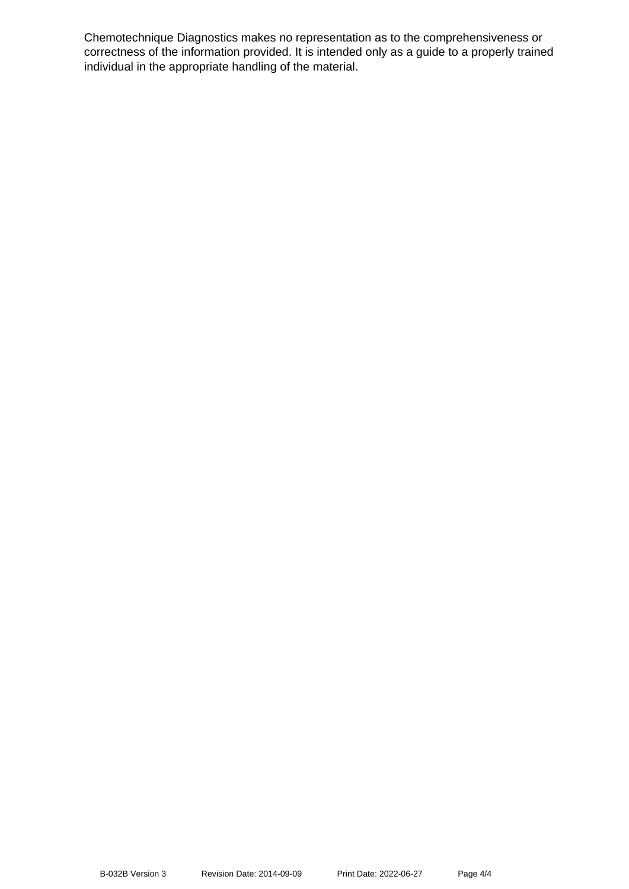Chemotechnique Diagnostics makes no representation as to the comprehensiveness or correctness of the information provided. It is intended only as a guide to a properly trained individual in the appropriate handling of the material.